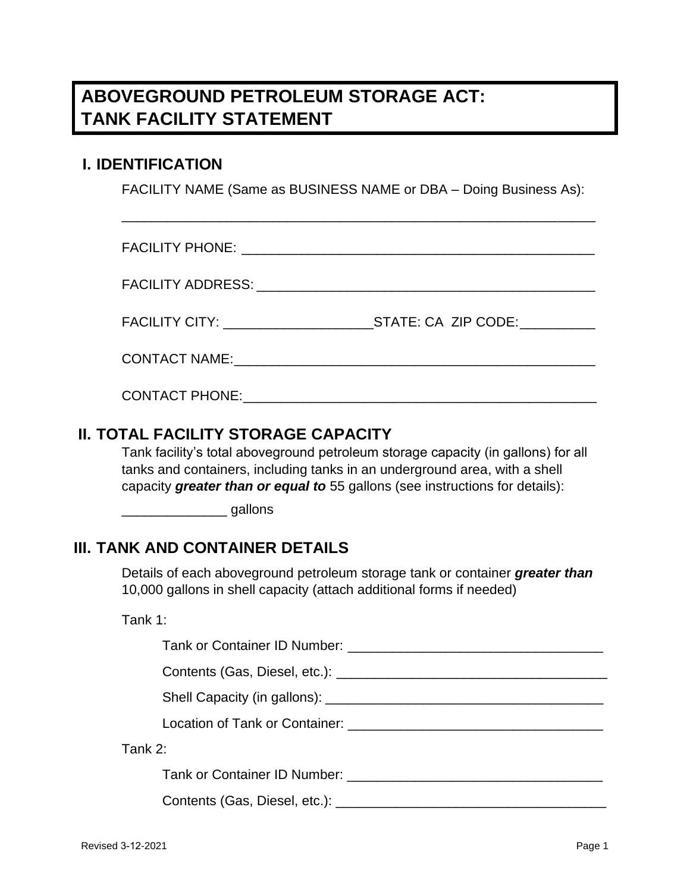# ABOVEGROUND PETROLEUM STORAGE ACT: TANK FACILITY STATEMENT

## I. IDENTIFICATION

FACILITY NAME (Same as BUSINESS NAME or DBA – Doing Business As):

_______________________________________________________________

FACILITY PHONE: _______________________________________________

FACILITY ADDRESS: _____________________________________________

FACILITY CITY: ____________________STATE: CA ZIP CODE:__________

CONTACT NAME:________________________________________________

CONTACT PHONE:_______________________________________________

## II. TOTAL FACILITY STORAGE CAPACITY

Tank facility's total aboveground petroleum storage capacity (in gallons) for all tanks and containers, including tanks in an underground area, with a shell capacity ***greater than or equal to*** 55 gallons (see instructions for details):

______________ gallons

## III. TANK AND CONTAINER DETAILS

Details of each aboveground petroleum storage tank or container ***greater than*** 10,000 gallons in shell capacity (attach additional forms if needed)

Tank 1:

Tank or Container ID Number: __________________________________

Contents (Gas, Diesel, etc.): ____________________________________

Shell Capacity (in gallons): _____________________________________

Location of Tank or Container: __________________________________

Tank 2:

Tank or Container ID Number: __________________________________

Contents (Gas, Diesel, etc.): ____________________________________

Revised 3-12-2021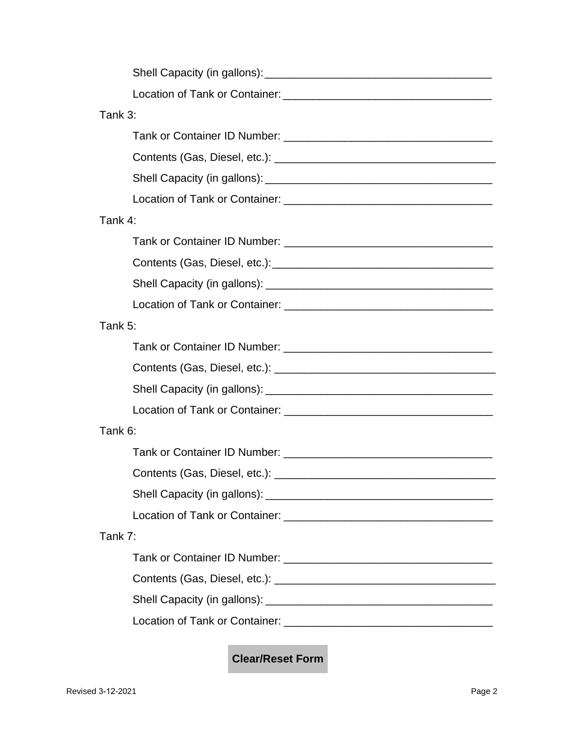Shell Capacity (in gallons): ____________________________________

Location of Tank or Container: _________________________________

Tank 3:

Tank or Container ID Number: _________________________________

Contents (Gas, Diesel, etc.): ____________________________________

Shell Capacity (in gallons): ____________________________________

Location of Tank or Container: _________________________________

Tank 4:

Tank or Container ID Number: _________________________________

Contents (Gas, Diesel, etc.): ____________________________________

Shell Capacity (in gallons): ____________________________________

Location of Tank or Container: _________________________________

Tank 5:

Tank or Container ID Number: _________________________________

Contents (Gas, Diesel, etc.): ____________________________________

Shell Capacity (in gallons): ____________________________________

Location of Tank or Container: _________________________________

Tank 6:

Tank or Container ID Number: _________________________________

Contents (Gas, Diesel, etc.): ____________________________________

Shell Capacity (in gallons): ____________________________________

Location of Tank or Container: _________________________________

Tank 7:

Tank or Container ID Number: _________________________________

Contents (Gas, Diesel, etc.): ____________________________________

Shell Capacity (in gallons): ____________________________________

Location of Tank or Container: _________________________________

**Clear/Reset Form**

Revised 3-12-2021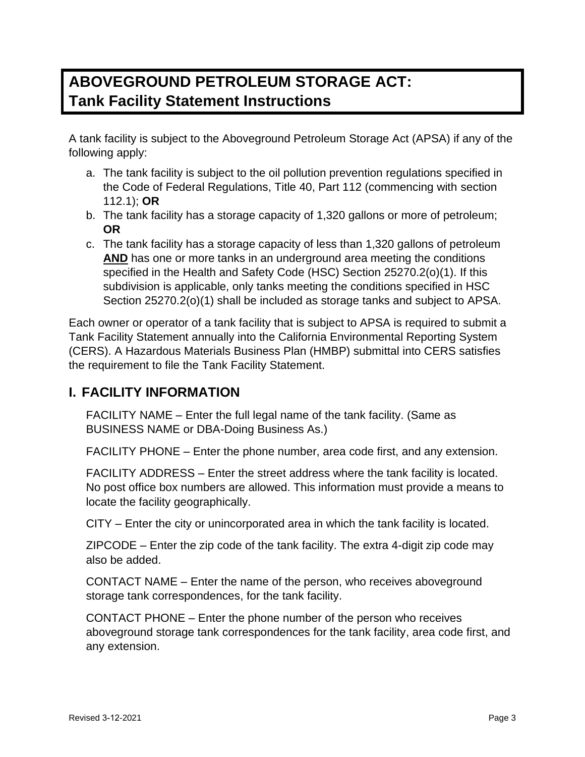# ABOVEGROUND PETROLEUM STORAGE ACT:
# Tank Facility Statement Instructions

A tank facility is subject to the Aboveground Petroleum Storage Act (APSA) if any of the following apply:

a. The tank facility is subject to the oil pollution prevention regulations specified in the Code of Federal Regulations, Title 40, Part 112 (commencing with section 112.1); **OR**
b. The tank facility has a storage capacity of 1,320 gallons or more of petroleum; **OR**
c. The tank facility has a storage capacity of less than 1,320 gallons of petroleum **AND** has one or more tanks in an underground area meeting the conditions specified in the Health and Safety Code (HSC) Section 25270.2(o)(1). If this subdivision is applicable, only tanks meeting the conditions specified in HSC Section 25270.2(o)(1) shall be included as storage tanks and subject to APSA.

Each owner or operator of a tank facility that is subject to APSA is required to submit a Tank Facility Statement annually into the California Environmental Reporting System (CERS). A Hazardous Materials Business Plan (HMBP) submittal into CERS satisfies the requirement to file the Tank Facility Statement.

## I. FACILITY INFORMATION

FACILITY NAME – Enter the full legal name of the tank facility. (Same as BUSINESS NAME or DBA-Doing Business As.)

FACILITY PHONE – Enter the phone number, area code first, and any extension.

FACILITY ADDRESS – Enter the street address where the tank facility is located. No post office box numbers are allowed. This information must provide a means to locate the facility geographically.

CITY – Enter the city or unincorporated area in which the tank facility is located.

ZIPCODE – Enter the zip code of the tank facility. The extra 4-digit zip code may also be added.

CONTACT NAME – Enter the name of the person, who receives aboveground storage tank correspondences, for the tank facility.

CONTACT PHONE – Enter the phone number of the person who receives aboveground storage tank correspondences for the tank facility, area code first, and any extension.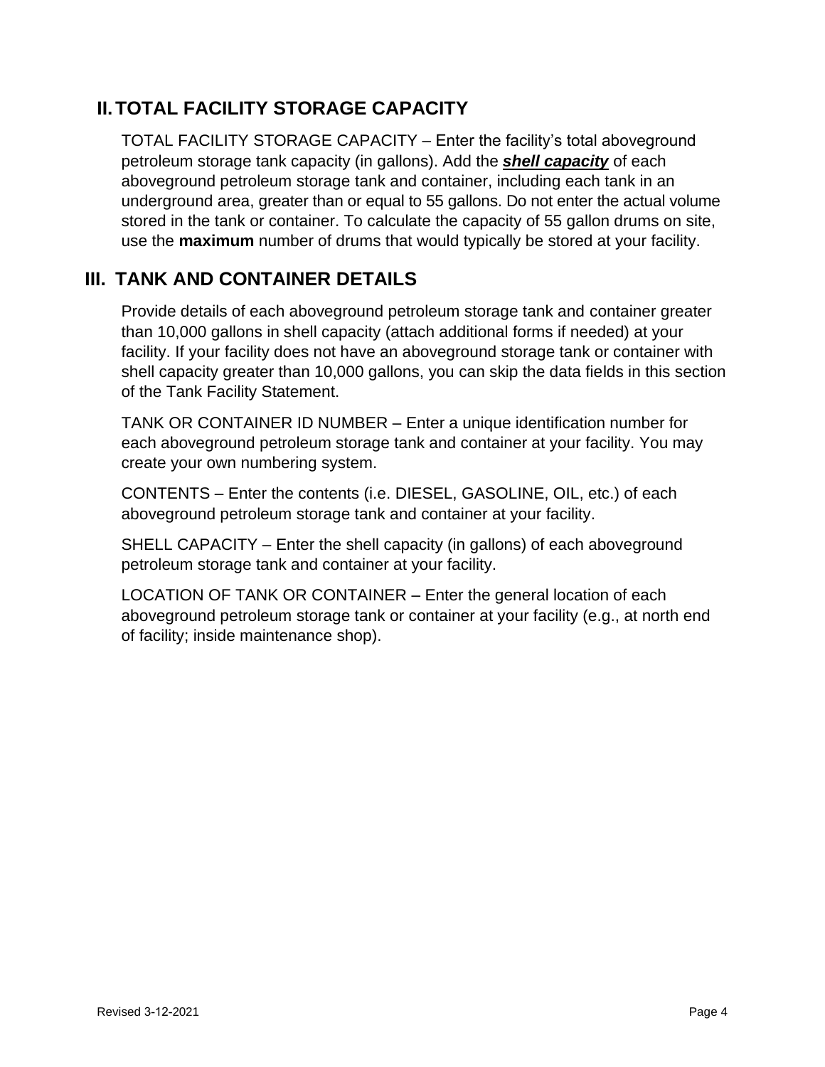## II. TOTAL FACILITY STORAGE CAPACITY

TOTAL FACILITY STORAGE CAPACITY – Enter the facility's total aboveground petroleum storage tank capacity (in gallons). Add the ***shell capacity*** of each aboveground petroleum storage tank and container, including each tank in an underground area, greater than or equal to 55 gallons. Do not enter the actual volume stored in the tank or container. To calculate the capacity of 55 gallon drums on site, use the **maximum** number of drums that would typically be stored at your facility.

## III. TANK AND CONTAINER DETAILS

Provide details of each aboveground petroleum storage tank and container greater than 10,000 gallons in shell capacity (attach additional forms if needed) at your facility. If your facility does not have an aboveground storage tank or container with shell capacity greater than 10,000 gallons, you can skip the data fields in this section of the Tank Facility Statement.

TANK OR CONTAINER ID NUMBER – Enter a unique identification number for each aboveground petroleum storage tank and container at your facility. You may create your own numbering system.

CONTENTS – Enter the contents (i.e. DIESEL, GASOLINE, OIL, etc.) of each aboveground petroleum storage tank and container at your facility.

SHELL CAPACITY – Enter the shell capacity (in gallons) of each aboveground petroleum storage tank and container at your facility.

LOCATION OF TANK OR CONTAINER – Enter the general location of each aboveground petroleum storage tank or container at your facility (e.g., at north end of facility; inside maintenance shop).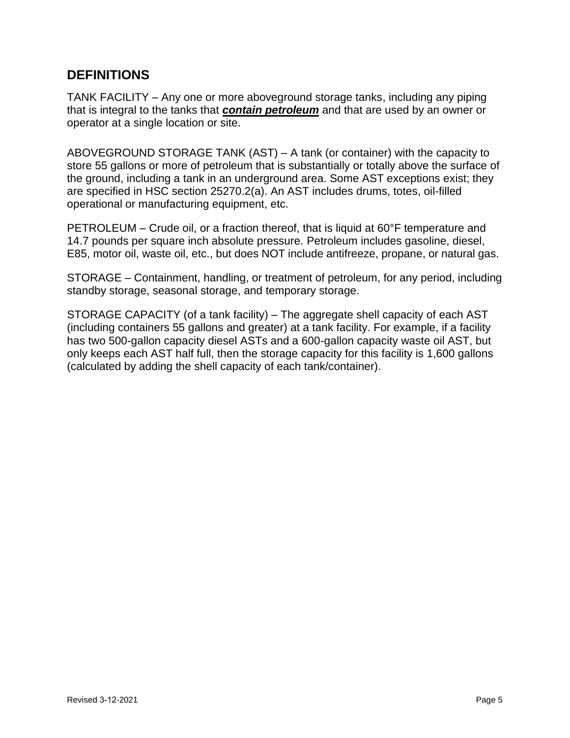## DEFINITIONS

TANK FACILITY – Any one or more aboveground storage tanks, including any piping that is integral to the tanks that ***contain petroleum*** and that are used by an owner or operator at a single location or site.

ABOVEGROUND STORAGE TANK (AST) – A tank (or container) with the capacity to store 55 gallons or more of petroleum that is substantially or totally above the surface of the ground, including a tank in an underground area. Some AST exceptions exist; they are specified in HSC section 25270.2(a). An AST includes drums, totes, oil-filled operational or manufacturing equipment, etc.

PETROLEUM – Crude oil, or a fraction thereof, that is liquid at 60°F temperature and 14.7 pounds per square inch absolute pressure. Petroleum includes gasoline, diesel, E85, motor oil, waste oil, etc., but does NOT include antifreeze, propane, or natural gas.

STORAGE – Containment, handling, or treatment of petroleum, for any period, including standby storage, seasonal storage, and temporary storage.

STORAGE CAPACITY (of a tank facility) – The aggregate shell capacity of each AST (including containers 55 gallons and greater) at a tank facility. For example, if a facility has two 500-gallon capacity diesel ASTs and a 600-gallon capacity waste oil AST, but only keeps each AST half full, then the storage capacity for this facility is 1,600 gallons (calculated by adding the shell capacity of each tank/container).

Revised 3-12-2021